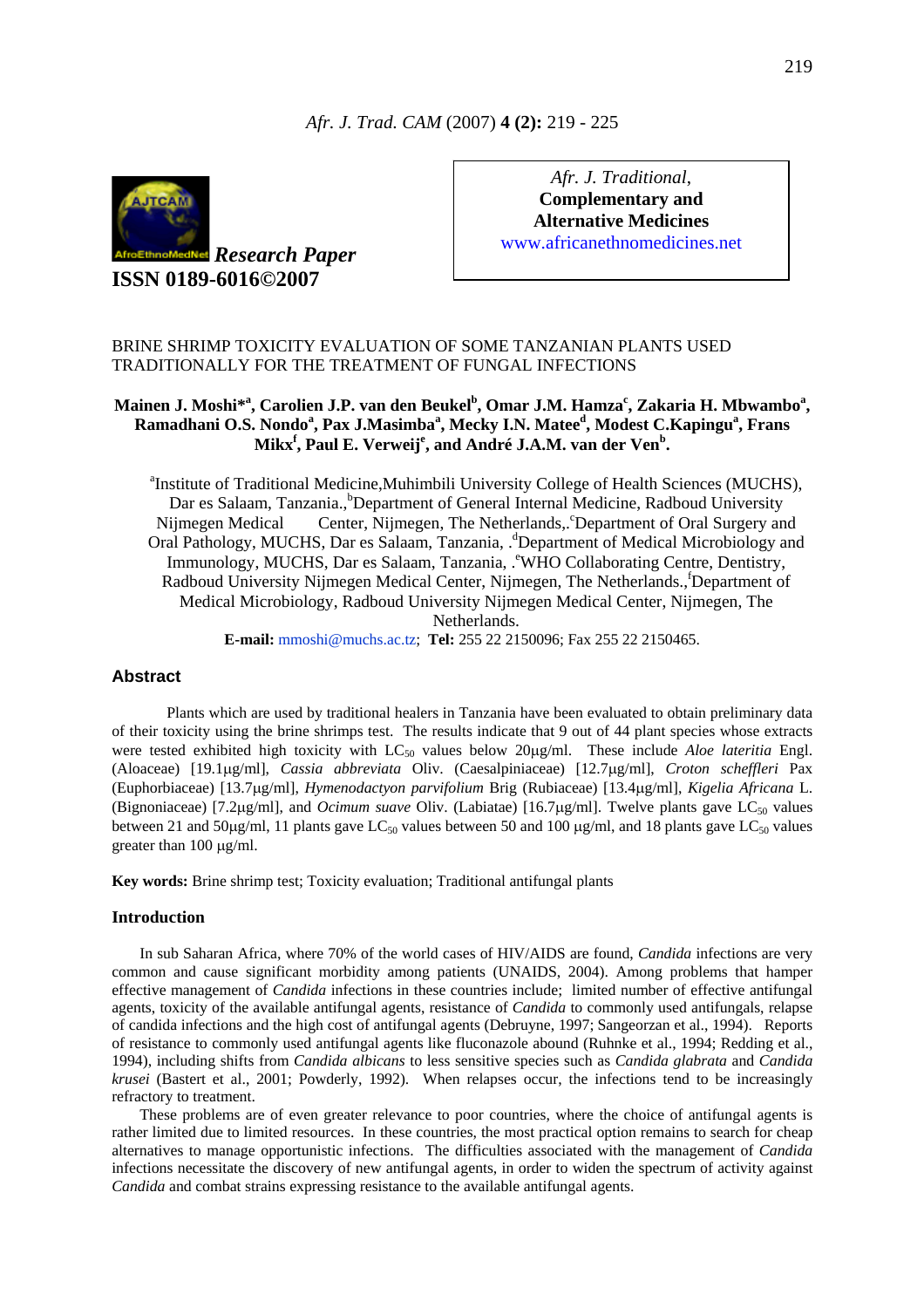*Research Paper*

**ISSN 0189-6016©2007**

*Afr. J. Traditional,* **Complementary and Alternative Medicines**
www.africanethnomedicines.net

# BRINE SHRIMP TOXICITY EVALUATION OF SOME TANZANIAN PLANTS USED TRADITIONALLY FOR THE TREATMENT OF FUNGAL INFECTIONS

**Mainen J. Moshi*[a], Carolien J.P. van den Beukel[b], Omar J.M. Hamza[c], Zakaria H. Mbwambo[a], Ramadhani O.S. Nondo[a], Pax J.Masimba[a], Mecky I.N. Matee[d], Modest C.Kapingu[a], Frans Mikx[f], Paul E. Verweij[e], and André J.A.M. van der Ven[b].**

[a]Institute of Traditional Medicine,Muhimbili University College of Health Sciences (MUCHS), Dar es Salaam, Tanzania.,[b]Department of General Internal Medicine, Radboud University Nijmegen Medical Center, Nijmegen, The Netherlands,.[c]Department of Oral Surgery and Oral Pathology, MUCHS, Dar es Salaam, Tanzania, .[d]Department of Medical Microbiology and Immunology, MUCHS, Dar es Salaam, Tanzania, .[e]WHO Collaborating Centre, Dentistry, Radboud University Nijmegen Medical Center, Nijmegen, The Netherlands.,[f]Department of Medical Microbiology, Radboud University Nijmegen Medical Center, Nijmegen, The Netherlands.

**E-mail:** mmoshi@muchs.ac.tz; **Tel:** 255 22 2150096; Fax 255 22 2150465.

## Abstract

Plants which are used by traditional healers in Tanzania have been evaluated to obtain preliminary data of their toxicity using the brine shrimps test. The results indicate that 9 out of 44 plant species whose extracts were tested exhibited high toxicity with $LC_{50}$ values below 20µg/ml. These include *Aloe lateritia* Engl. (Aloaceae) [19.1µg/ml], *Cassia abbreviata* Oliv. (Caesalpiniaceae) [12.7µg/ml], *Croton scheffleri* Pax (Euphorbiaceae) [13.7µg/ml], *Hymenodactyon parvifolium* Brig (Rubiaceae) [13.4µg/ml], *Kigelia Africana* L. (Bignoniaceae) [7.2µg/ml], and *Ocimum suave* Oliv. (Labiatae) [16.7µg/ml]. Twelve plants gave $LC_{50}$ values between 21 and 50µg/ml, 11 plants gave $LC_{50}$ values between 50 and 100 µg/ml, and 18 plants gave $LC_{50}$ values greater than 100 µg/ml.

**Key words:** Brine shrimp test; Toxicity evaluation; Traditional antifungal plants

## Introduction

In sub Saharan Africa, where 70% of the world cases of HIV/AIDS are found, *Candida* infections are very common and cause significant morbidity among patients (UNAIDS, 2004). Among problems that hamper effective management of *Candida* infections in these countries include; limited number of effective antifungal agents, toxicity of the available antifungal agents, resistance of *Candida* to commonly used antifungals, relapse of candida infections and the high cost of antifungal agents (Debruyne, 1997; Sangeorzan et al., 1994). Reports of resistance to commonly used antifungal agents like fluconazole abound (Ruhnke et al., 1994; Redding et al., 1994), including shifts from *Candida albicans* to less sensitive species such as *Candida glabrata* and *Candida krusei* (Bastert et al., 2001; Powderly, 1992). When relapses occur, the infections tend to be increasingly refractory to treatment.

These problems are of even greater relevance to poor countries, where the choice of antifungal agents is rather limited due to limited resources. In these countries, the most practical option remains to search for cheap alternatives to manage opportunistic infections. The difficulties associated with the management of *Candida* infections necessitate the discovery of new antifungal agents, in order to widen the spectrum of activity against *Candida* and combat strains expressing resistance to the available antifungal agents.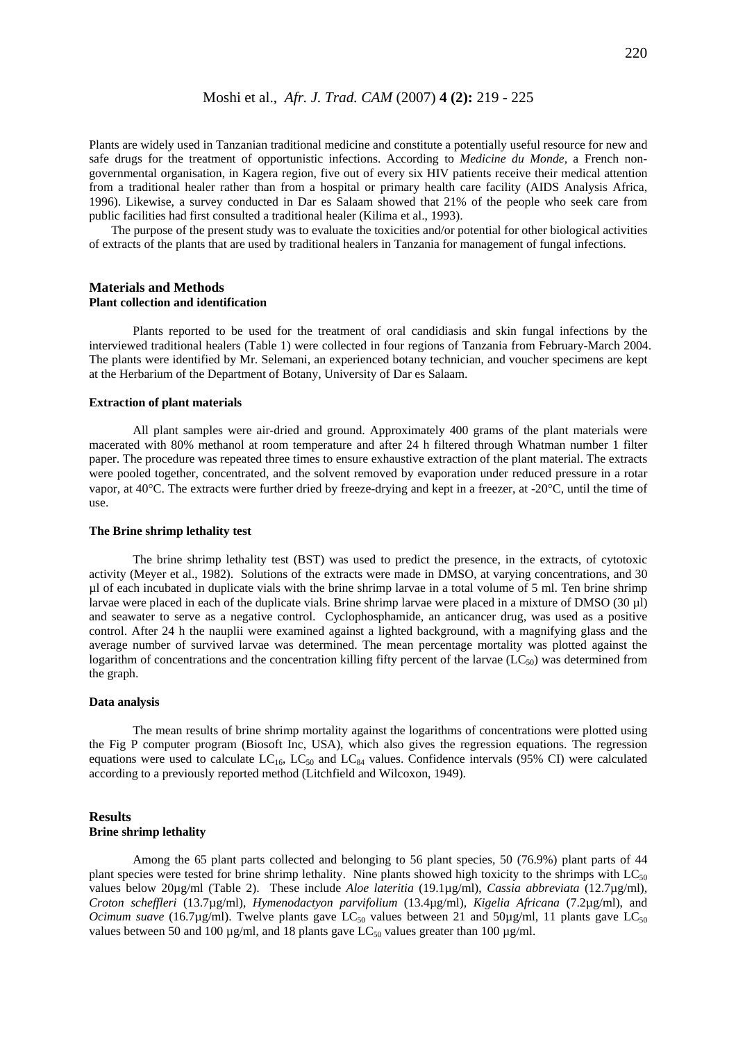Plants are widely used in Tanzanian traditional medicine and constitute a potentially useful resource for new and safe drugs for the treatment of opportunistic infections. According to *Medicine du Monde*, a French non-governmental organisation, in Kagera region, five out of every six HIV patients receive their medical attention from a traditional healer rather than from a hospital or primary health care facility (AIDS Analysis Africa, 1996). Likewise, a survey conducted in Dar es Salaam showed that 21% of the people who seek care from public facilities had first consulted a traditional healer (Kilima et al., 1993).

The purpose of the present study was to evaluate the toxicities and/or potential for other biological activities of extracts of the plants that are used by traditional healers in Tanzania for management of fungal infections.

## Materials and Methods

### Plant collection and identification

Plants reported to be used for the treatment of oral candidiasis and skin fungal infections by the interviewed traditional healers (Table 1) were collected in four regions of Tanzania from February-March 2004. The plants were identified by Mr. Selemani, an experienced botany technician, and voucher specimens are kept at the Herbarium of the Department of Botany, University of Dar es Salaam.

### Extraction of plant materials

All plant samples were air-dried and ground. Approximately 400 grams of the plant materials were macerated with 80% methanol at room temperature and after 24 h filtered through Whatman number 1 filter paper. The procedure was repeated three times to ensure exhaustive extraction of the plant material. The extracts were pooled together, concentrated, and the solvent removed by evaporation under reduced pressure in a rotar vapor, at 40°C. The extracts were further dried by freeze-drying and kept in a freezer, at -20°C, until the time of use.

### The Brine shrimp lethality test

The brine shrimp lethality test (BST) was used to predict the presence, in the extracts, of cytotoxic activity (Meyer et al., 1982). Solutions of the extracts were made in DMSO, at varying concentrations, and 30 µl of each incubated in duplicate vials with the brine shrimp larvae in a total volume of 5 ml. Ten brine shrimp larvae were placed in each of the duplicate vials. Brine shrimp larvae were placed in a mixture of DMSO (30 µl) and seawater to serve as a negative control. Cyclophosphamide, an anticancer drug, was used as a positive control. After 24 h the nauplii were examined against a lighted background, with a magnifying glass and the average number of survived larvae was determined. The mean percentage mortality was plotted against the logarithm of concentrations and the concentration killing fifty percent of the larvae ($LC_{50}$) was determined from the graph.

### Data analysis

The mean results of brine shrimp mortality against the logarithms of concentrations were plotted using the Fig P computer program (Biosoft Inc, USA), which also gives the regression equations. The regression equations were used to calculate $LC_{16}$, $LC_{50}$ and $LC_{84}$ values. Confidence intervals (95% CI) were calculated according to a previously reported method (Litchfield and Wilcoxon, 1949).

## Results

### Brine shrimp lethality

Among the 65 plant parts collected and belonging to 56 plant species, 50 (76.9%) plant parts of 44 plant species were tested for brine shrimp lethality. Nine plants showed high toxicity to the shrimps with $LC_{50}$ values below 20µg/ml (Table 2). These include *Aloe lateritia* (19.1µg/ml), *Cassia abbreviata* (12.7µg/ml), *Croton scheffleri* (13.7µg/ml), *Hymenodactyon parvifolium* (13.4µg/ml), *Kigelia Africana* (7.2µg/ml), and *Ocimum suave* (16.7µg/ml). Twelve plants gave $LC_{50}$ values between 21 and 50µg/ml, 11 plants gave $LC_{50}$ values between 50 and 100 µg/ml, and 18 plants gave $LC_{50}$ values greater than 100 µg/ml.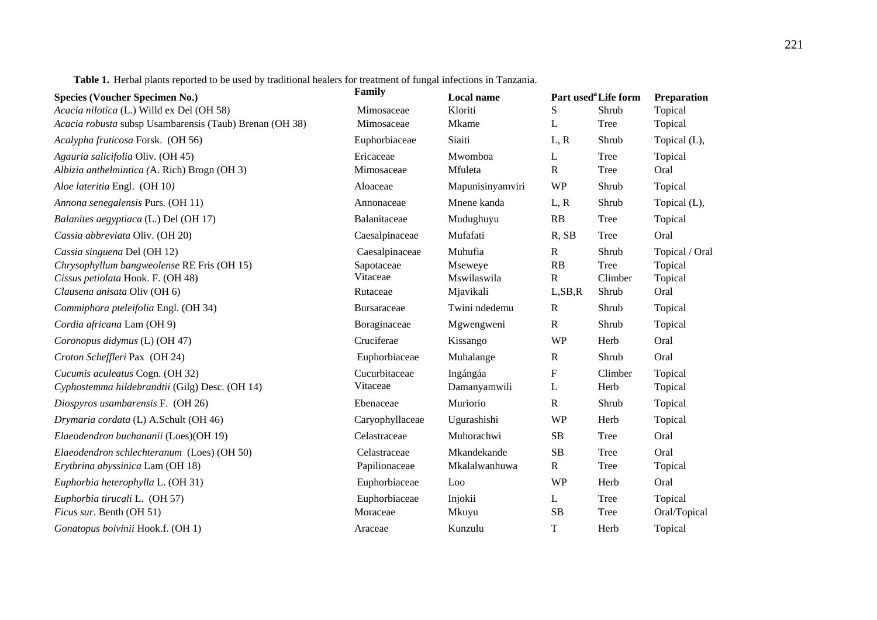**Table 1.** Herbal plants reported to be used by traditional healers for treatment of fungal infections in Tanzania.

| Species (Voucher Specimen No.) | Family | Local name | Part used[a] | Life form | Preparation |
|---|---|---|---|---|---|
| *Acacia nilotica* (L.) Willd ex Del (OH 58) | Mimosaceae | Kloriti | S | Shrub | Topical |
| *Acacia robusta* subsp Usambarensis (Taub) Brenan (OH 38) | Mimosaceae | Mkame | L | Tree | Topical |
| *Acalypha fruticosa* Forsk. (OH 56) | Euphorbiaceae | Siaiti | L, R | Shrub | Topical (L), |
| *Agauria salicifolia* Oliv. (OH 45) | Ericaceae | Mwomboa | L | Tree | Topical |
| *Albizia anthelmintica (*A. Rich) Brogn (OH 3) | Mimosaceae | Mfuleta | R | Tree | Oral |
| *Aloe lateritia* Engl. (OH 10*)* | Aloaceae | Mapunisinyamviri | WP | Shrub | Topical |
| *Annona senegalensis* Purs. (OH 11) | Annonaceae | Mnene kanda | L, R | Shrub | Topical (L), |
| *Balanites aegyptiaca* (L.) Del (OH 17) | Balanitaceae | Mudughuyu | RB | Tree | Topical |
| *Cassia abbreviata* Oliv. (OH 20) | Caesalpinaceae | Mufafati | R, SB | Tree | Oral |
| *Cassia singuena* Del (OH 12) | Caesalpinaceae | Muhufia | R | Shrub | Topical / Oral |
| *Chrysophyllum bangweolense* RE Fris (OH 15) | Sapotaceae | Mseweye | RB | Tree | Topical |
| *Cissus petiolata* Hook. F. (OH 48) | Vitaceae | Mswilaswila | R | Climber | Topical |
| *Clausena anisata* Oliv (OH 6) | Rutaceae | Mjavikali | L,SB,R | Shrub | Oral |
| *Commiphora pteleifolia* Engl. (OH 34) | Bursaraceae | Twini ndedemu | R | Shrub | Topical |
| *Cordia africana* Lam (OH 9) | Boraginaceae | Mgwengweni | R | Shrub | Topical |
| *Coronopus didymus* (L) (OH 47) | Cruciferae | Kissango | WP | Herb | Oral |
| *Croton Scheffleri* Pax (OH 24) | Euphorbiaceae | Muhalange | R | Shrub | Oral |
| *Cucumis aculeatus* Cogn. (OH 32) | Cucurbitaceae | Ingángáa | F | Climber | Topical |
| *Cyphostemma hildebrandtii* (Gilg) Desc. (OH 14) | Vitaceae | Damanyamwili | L | Herb | Topical |
| *Diospyros usambarensis* F. (OH 26) | Ebenaceae | Muriorio | R | Shrub | Topical |
| *Drymaria cordata* (L) A.Schult (OH 46) | Caryophyllaceae | Ugurashishi | WP | Herb | Topical |
| *Elaeodendron buchananii* (Loes)(OH 19) | Celastraceae | Muhorachwi | SB | Tree | Oral |
| *Elaeodendron schlechteranum* (Loes) (OH 50) | Celastraceae | Mkandekande | SB | Tree | Oral |
| *Erythrina abyssinica* Lam (OH 18) | Papilionaceae | Mkalalwanhuwa | R | Tree | Topical |
| *Euphorbia heterophylla* L. (OH 31) | Euphorbiaceae | Loo | WP | Herb | Oral |
| *Euphorbia tirucali* L. (OH 57) | Euphorbiaceae | Injokii | L | Tree | Topical |
| *Ficus sur*. Benth (OH 51) | Moraceae | Mkuyu | SB | Tree | Oral/Topical |
| *Gonatopus boivinii* Hook.f. (OH 1) | Araceae | Kunzulu | T | Herb | Topical |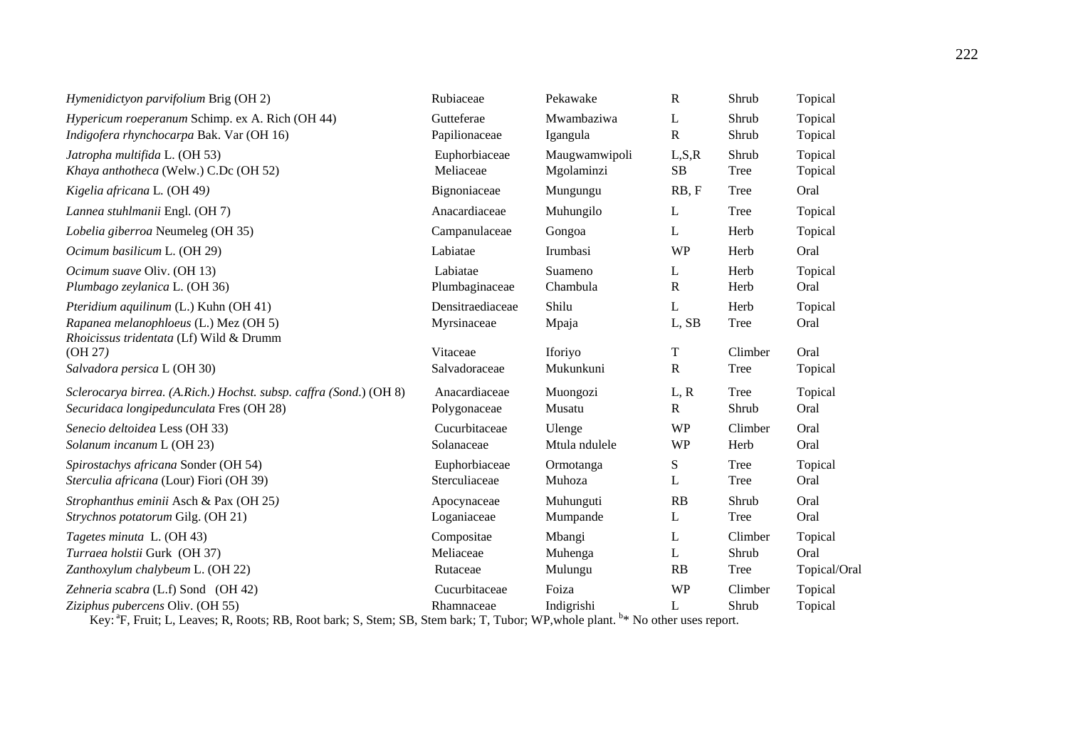| | | | | | |
|---|---|---|---|---|---|
| *Hymenidictyon parvifolium* Brig (OH 2) | Rubiaceae | Pekawake | R | Shrub | Topical |
| *Hypericum roeperanum* Schimp. ex A. Rich (OH 44) | Gutteferae | Mwambaziwa | L | Shrub | Topical |
| *Indigofera rhynchocarpa* Bak. Var (OH 16) | Papilionaceae | Igangula | R | Shrub | Topical |
| *Jatropha multifida* L. (OH 53) | Euphorbiaceae | Maugwamwipoli | L,S,R | Shrub | Topical |
| *Khaya anthotheca* (Welw.) C.Dc (OH 52) | Meliaceae | Mgolaminzi | SB | Tree | Topical |
| *Kigelia africana* L. (OH 49) | Bignoniaceae | Mungungu | RB, F | Tree | Oral |
| *Lannea stuhlmanii* Engl. (OH 7) | Anacardiaceae | Muhungilo | L | Tree | Topical |
| *Lobelia giberroa* Neumeleg (OH 35) | Campanulaceae | Gongoa | L | Herb | Topical |
| *Ocimum basilicum* L. (OH 29) | Labiatae | Irumbasi | WP | Herb | Oral |
| *Ocimum suave* Oliv. (OH 13) | Labiatae | Suameno | L | Herb | Topical |
| *Plumbago zeylanica* L. (OH 36) | Plumbaginaceae | Chambula | R | Herb | Oral |
| *Pteridium aquilinum* (L.) Kuhn (OH 41) | Densitraediaceae | Shilu | L | Herb | Topical |
| *Rapanea melanophloeus* (L.) Mez (OH 5) | Myrsinaceae | Mpaja | L, SB | Tree | Oral |
| *Rhoicissus tridentata* (Lf) Wild & Drumm (OH 27) | Vitaceae | Iforiyo | T | Climber | Oral |
| *Salvadora persica* L (OH 30) | Salvadoraceae | Mukunkuni | R | Tree | Topical |
| *Sclerocarya birrea. (A.Rich.) Hochst. subsp. caffra (Sond.)* (OH 8) | Anacardiaceae | Muongozi | L, R | Tree | Topical |
| *Securidaca longipedunculata* Fres (OH 28) | Polygonaceae | Musatu | R | Shrub | Oral |
| *Senecio deltoidea* Less (OH 33) | Cucurbitaceae | Ulenge | WP | Climber | Oral |
| *Solanum incanum* L (OH 23) | Solanaceae | Mtula ndulele | WP | Herb | Oral |
| *Spirostachys africana* Sonder (OH 54) | Euphorbiaceae | Ormotanga | S | Tree | Topical |
| *Sterculia africana* (Lour) Fiori (OH 39) | Sterculiaceae | Muhoza | L | Tree | Oral |
| *Strophanthus eminii* Asch & Pax (OH 25) | Apocynaceae | Muhunguti | RB | Shrub | Oral |
| *Strychnos potatorum* Gilg. (OH 21) | Loganiaceae | Mumpande | L | Tree | Oral |
| *Tagetes minuta* L. (OH 43) | Compositae | Mbangi | L | Climber | Topical |
| *Turraea holstii* Gurk (OH 37) | Meliaceae | Muhenga | L | Shrub | Oral |
| *Zanthoxylum chalybeum* L. (OH 22) | Rutaceae | Mulungu | RB | Tree | Topical/Oral |
| *Zehneria scabra* (L.f) Sond (OH 42) | Cucurbitaceae | Foiza | WP | Climber | Topical |
| *Ziziphus pubercens* Oliv. (OH 55) | Rhamnaceae | Indigrishi | L | Shrub | Topical |

Key: [a]F, Fruit; L, Leaves; R, Roots; RB, Root bark; S, Stem; SB, Stem bark; T, Tubor; WP,whole plant. [b]* No other uses report.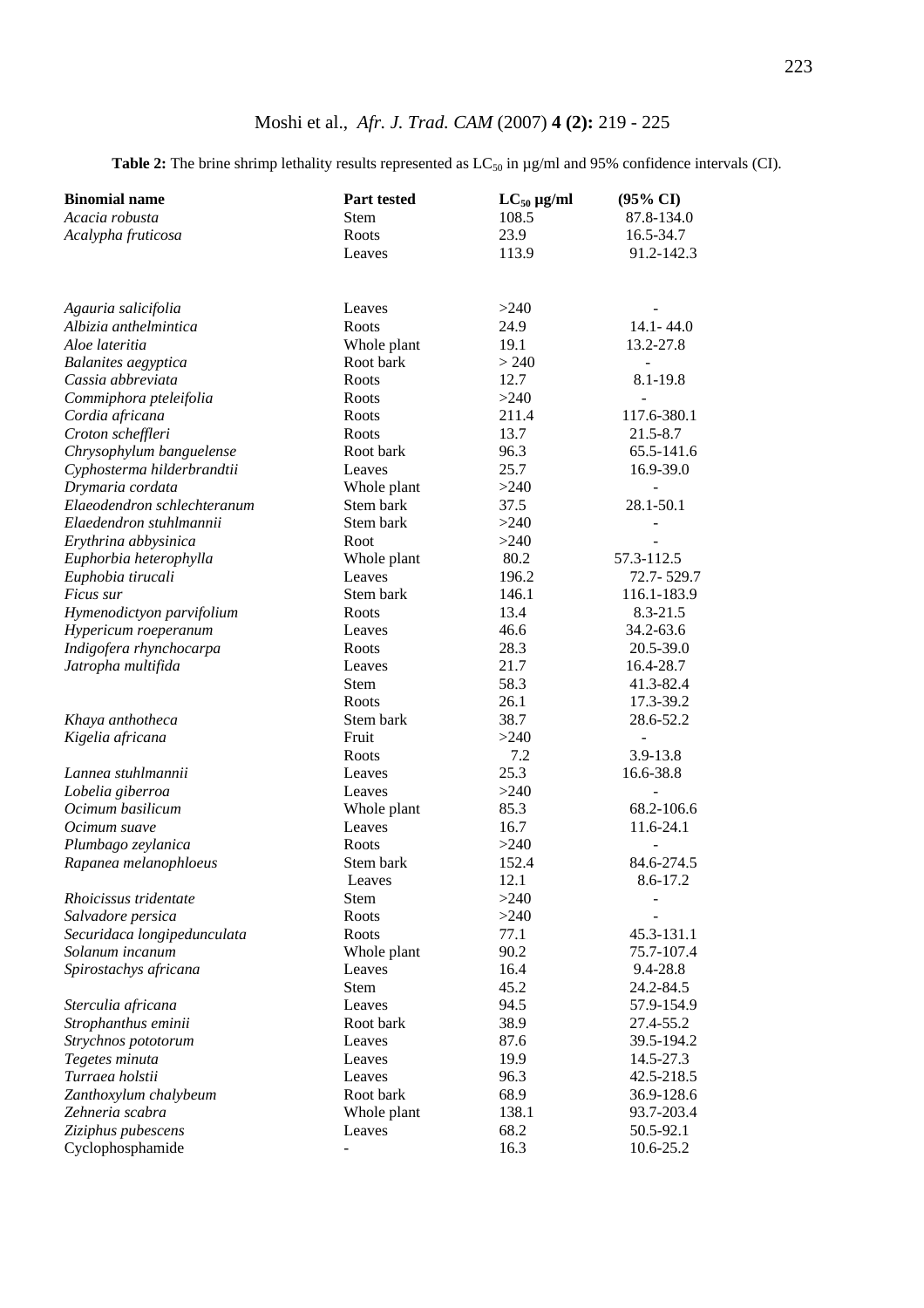**Table 2:** The brine shrimp lethality results represented as $LC_{50}$ in µg/ml and 95% confidence intervals (CI).

| Binomial name | Part tested | $LC_{50}$ µg/ml | (95% CI) |
|---|---|---|---|
| *Acacia robusta* | Stem | 108.5 | 87.8-134.0 |
| *Acalypha fruticosa* | Roots | 23.9 | 16.5-34.7 |
| | Leaves | 113.9 | 91.2-142.3 |
| *Agauria salicifolia* | Leaves | >240 | - |
| *Albizia anthelmintica* | Roots | 24.9 | 14.1- 44.0 |
| *Aloe lateritia* | Whole plant | 19.1 | 13.2-27.8 |
| *Balanites aegyptica* | Root bark | > 240 | - |
| *Cassia abbreviata* | Roots | 12.7 | 8.1-19.8 |
| *Commiphora pteleifolia* | Roots | >240 | - |
| *Cordia africana* | Roots | 211.4 | 117.6-380.1 |
| *Croton scheffleri* | Roots | 13.7 | 21.5-8.7 |
| *Chrysophylum banguelense* | Root bark | 96.3 | 65.5-141.6 |
| *Cyphosterma hilderbrandtii* | Leaves | 25.7 | 16.9-39.0 |
| *Drymaria cordata* | Whole plant | >240 | - |
| *Elaeodendron schlechteranum* | Stem bark | 37.5 | 28.1-50.1 |
| *Elaedendron stuhlmannii* | Stem bark | >240 | - |
| *Erythrina abbysinica* | Root | >240 | - |
| *Euphorbia heterophylla* | Whole plant | 80.2 | 57.3-112.5 |
| *Euphobia tirucali* | Leaves | 196.2 | 72.7- 529.7 |
| *Ficus sur* | Stem bark | 146.1 | 116.1-183.9 |
| *Hymenodictyon parvifolium* | Roots | 13.4 | 8.3-21.5 |
| *Hypericum roeperanum* | Leaves | 46.6 | 34.2-63.6 |
| *Indigofera rhynchocarpa* | Roots | 28.3 | 20.5-39.0 |
| *Jatropha multifida* | Leaves | 21.7 | 16.4-28.7 |
| | Stem | 58.3 | 41.3-82.4 |
| | Roots | 26.1 | 17.3-39.2 |
| *Khaya anthotheca* | Stem bark | 38.7 | 28.6-52.2 |
| *Kigelia africana* | Fruit | >240 | - |
| | Roots | 7.2 | 3.9-13.8 |
| *Lannea stuhlmannii* | Leaves | 25.3 | 16.6-38.8 |
| *Lobelia giberroa* | Leaves | >240 | - |
| *Ocimum basilicum* | Whole plant | 85.3 | 68.2-106.6 |
| *Ocimum suave* | Leaves | 16.7 | 11.6-24.1 |
| *Plumbago zeylanica* | Roots | >240 | - |
| *Rapanea melanophloeus* | Stem bark | 152.4 | 84.6-274.5 |
| | Leaves | 12.1 | 8.6-17.2 |
| *Rhoicissus tridentate* | Stem | >240 | - |
| *Salvadore persica* | Roots | >240 | - |
| *Securidaca longipedunculata* | Roots | 77.1 | 45.3-131.1 |
| *Solanum incanum* | Whole plant | 90.2 | 75.7-107.4 |
| *Spirostachys africana* | Leaves | 16.4 | 9.4-28.8 |
| | Stem | 45.2 | 24.2-84.5 |
| *Sterculia africana* | Leaves | 94.5 | 57.9-154.9 |
| *Strophanthus eminii* | Root bark | 38.9 | 27.4-55.2 |
| *Strychnos pototorum* | Leaves | 87.6 | 39.5-194.2 |
| *Tegetes minuta* | Leaves | 19.9 | 14.5-27.3 |
| *Turraea holstii* | Leaves | 96.3 | 42.5-218.5 |
| *Zanthoxylum chalybeum* | Root bark | 68.9 | 36.9-128.6 |
| *Zehneria scabra* | Whole plant | 138.1 | 93.7-203.4 |
| *Ziziphus pubescens* | Leaves | 68.2 | 50.5-92.1 |
| Cyclophosphamide | - | 16.3 | 10.6-25.2 |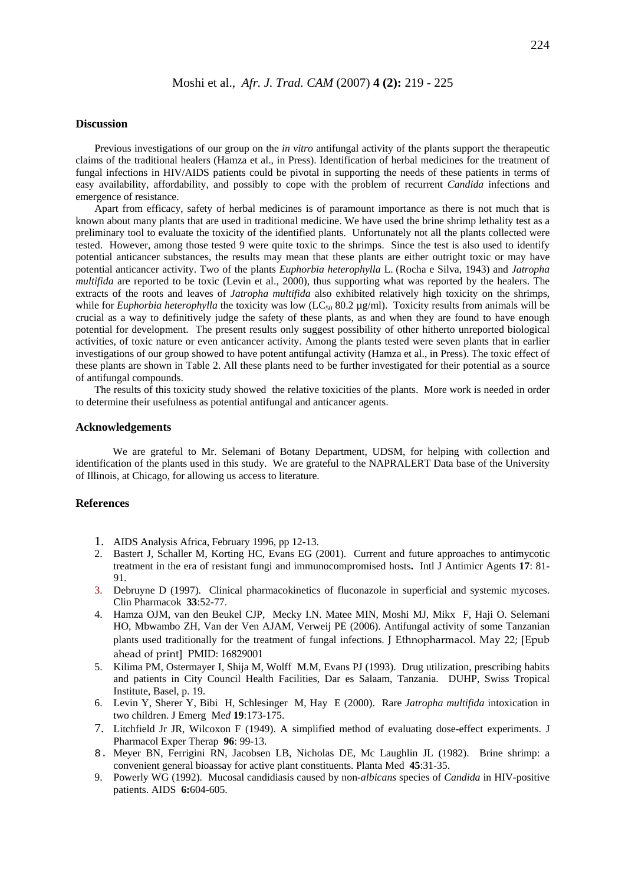## Discussion

Previous investigations of our group on the *in vitro* antifungal activity of the plants support the therapeutic claims of the traditional healers (Hamza et al., in Press). Identification of herbal medicines for the treatment of fungal infections in HIV/AIDS patients could be pivotal in supporting the needs of these patients in terms of easy availability, affordability, and possibly to cope with the problem of recurrent *Candida* infections and emergence of resistance.

Apart from efficacy, safety of herbal medicines is of paramount importance as there is not much that is known about many plants that are used in traditional medicine. We have used the brine shrimp lethality test as a preliminary tool to evaluate the toxicity of the identified plants. Unfortunately not all the plants collected were tested. However, among those tested 9 were quite toxic to the shrimps. Since the test is also used to identify potential anticancer substances, the results may mean that these plants are either outright toxic or may have potential anticancer activity. Two of the plants *Euphorbia heterophylla* L. (Rocha e Silva, 1943) and *Jatropha multifida* are reported to be toxic (Levin et al., 2000), thus supporting what was reported by the healers. The extracts of the roots and leaves of *Jatropha multifida* also exhibited relatively high toxicity on the shrimps, while for *Euphorbia heterophylla* the toxicity was low ($LC_{50}$ 80.2 µg/ml). Toxicity results from animals will be crucial as a way to definitively judge the safety of these plants, as and when they are found to have enough potential for development. The present results only suggest possibility of other hitherto unreported biological activities, of toxic nature or even anticancer activity. Among the plants tested were seven plants that in earlier investigations of our group showed to have potent antifungal activity (Hamza et al., in Press). The toxic effect of these plants are shown in Table 2. All these plants need to be further investigated for their potential as a source of antifungal compounds.

The results of this toxicity study showed the relative toxicities of the plants. More work is needed in order to determine their usefulness as potential antifungal and anticancer agents.

## Acknowledgements

We are grateful to Mr. Selemani of Botany Department, UDSM, for helping with collection and identification of the plants used in this study. We are grateful to the NAPRALERT Data base of the University of Illinois, at Chicago, for allowing us access to literature.

## References

1. AIDS Analysis Africa, February 1996, pp 12-13.
2. Bastert J, Schaller M, Korting HC, Evans EG (2001). Current and future approaches to antimycotic treatment in the era of resistant fungi and immunocompromised hosts**.** Intl J Antimicr Agents **17**: 81-91.
3. Debruyne D (1997). Clinical pharmacokinetics of fluconazole in superficial and systemic mycoses. Clin Pharmacok **33**:52-77.
4. Hamza OJM, van den Beukel CJP, Mecky I.N. Matee MIN, Moshi MJ, Mikx F, Haji O. Selemani HO, Mbwambo ZH, Van der Ven AJAM, Verweij PE (2006). Antifungal activity of some Tanzanian plants used traditionally for the treatment of fungal infections. J Ethnopharmacol. May 22; [Epub ahead of print] PMID: 16829001
5. Kilima PM, Ostermayer I, Shija M, Wolff M.M, Evans PJ (1993). Drug utilization, prescribing habits and patients in City Council Health Facilities, Dar es Salaam, Tanzania. DUHP, Swiss Tropical Institute, Basel, p. 19.
6. Levin Y, Sherer Y, Bibi H, Schlesinger M, Hay E (2000). Rare *Jatropha multifida* intoxication in two children. J Emerg Me*d* **19**:173-175.
7. Litchfield Jr JR, Wilcoxon F (1949). A simplified method of evaluating dose-effect experiments. J Pharmacol Exper Therap **96**: 99-13.
8. Meyer BN, Ferrigini RN, Jacobsen LB, Nicholas DE, Mc Laughlin JL (1982). Brine shrimp: a convenient general bioassay for active plant constituents. Planta Med **45**:31-35.
9. Powerly WG (1992). Mucosal candidiasis caused by non-*albicans* species of *Candida* in HIV-positive patients. AIDS **6:**604-605.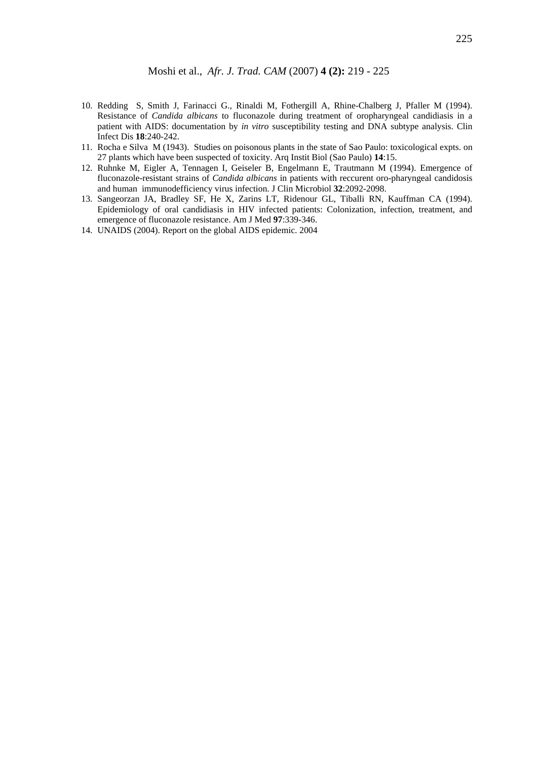10. Redding S, Smith J, Farinacci G., Rinaldi M, Fothergill A, Rhine-Chalberg J, Pfaller M (1994). Resistance of *Candida albicans* to fluconazole during treatment of oropharyngeal candidiasis in a patient with AIDS: documentation by *in vitro* susceptibility testing and DNA subtype analysis. Clin Infect Dis **18**:240-242.
11. Rocha e Silva M (1943). Studies on poisonous plants in the state of Sao Paulo: toxicological expts. on 27 plants which have been suspected of toxicity. Arq Instit Biol (Sao Paulo) **14**:15.
12. Ruhnke M, Eigler A, Tennagen I, Geiseler B, Engelmann E, Trautmann M (1994). Emergence of fluconazole-resistant strains of *Candida albicans* in patients with reccurent oro-pharyngeal candidosis and human immunodefficiency virus infection. J Clin Microbiol **32**:2092-2098.
13. Sangeorzan JA, Bradley SF, He X, Zarins LT, Ridenour GL, Tiballi RN, Kauffman CA (1994). Epidemiology of oral candidiasis in HIV infected patients: Colonization, infection, treatment, and emergence of fluconazole resistance. Am J Med **97**:339-346.
14. UNAIDS (2004). Report on the global AIDS epidemic. 2004